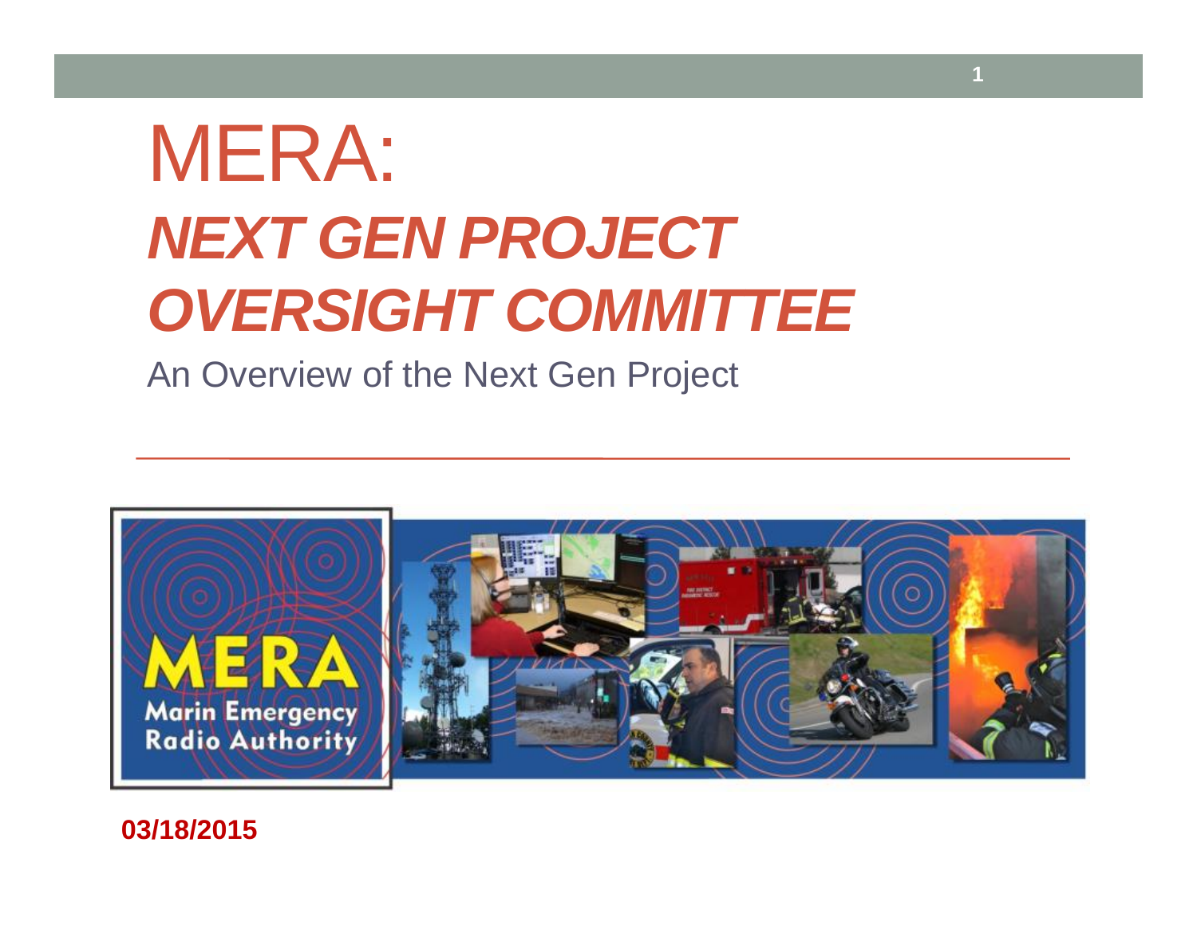# MERA:

# *NEXT GEN PROJECT OVERSIGHT COMMITTEE*

An Overview of the Next Gen Project

**03/18/2015**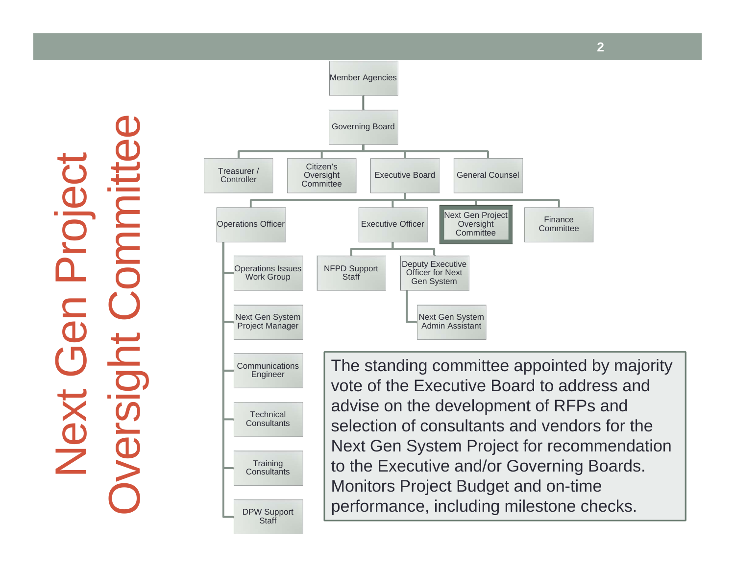# Next Gen Project Oversight Committee

- Member Agencies
  - Governing Board
    - Treasurer / Controller
    - Citizen's Oversight Committee
    - Executive Board
      - Operations Officer
        - Operations Issues Work Group
        - Next Gen System Project Manager
        - Communications Engineer
        - Technical Consultants
        - Training Consultants
        - DPW Support Staff
      - Executive Officer
        - NFPD Support Staff
        - Deputy Executive Officer for Next Gen System
          - Next Gen System Admin Assistant
      - **Next Gen Project Oversight Committee**
      - Finance Committee
    - General Counsel

The standing committee appointed by majority vote of the Executive Board to address and advise on the development of RFPs and selection of consultants and vendors for the Next Gen System Project for recommendation to the Executive and/or Governing Boards. Monitors Project Budget and on-time performance, including milestone checks.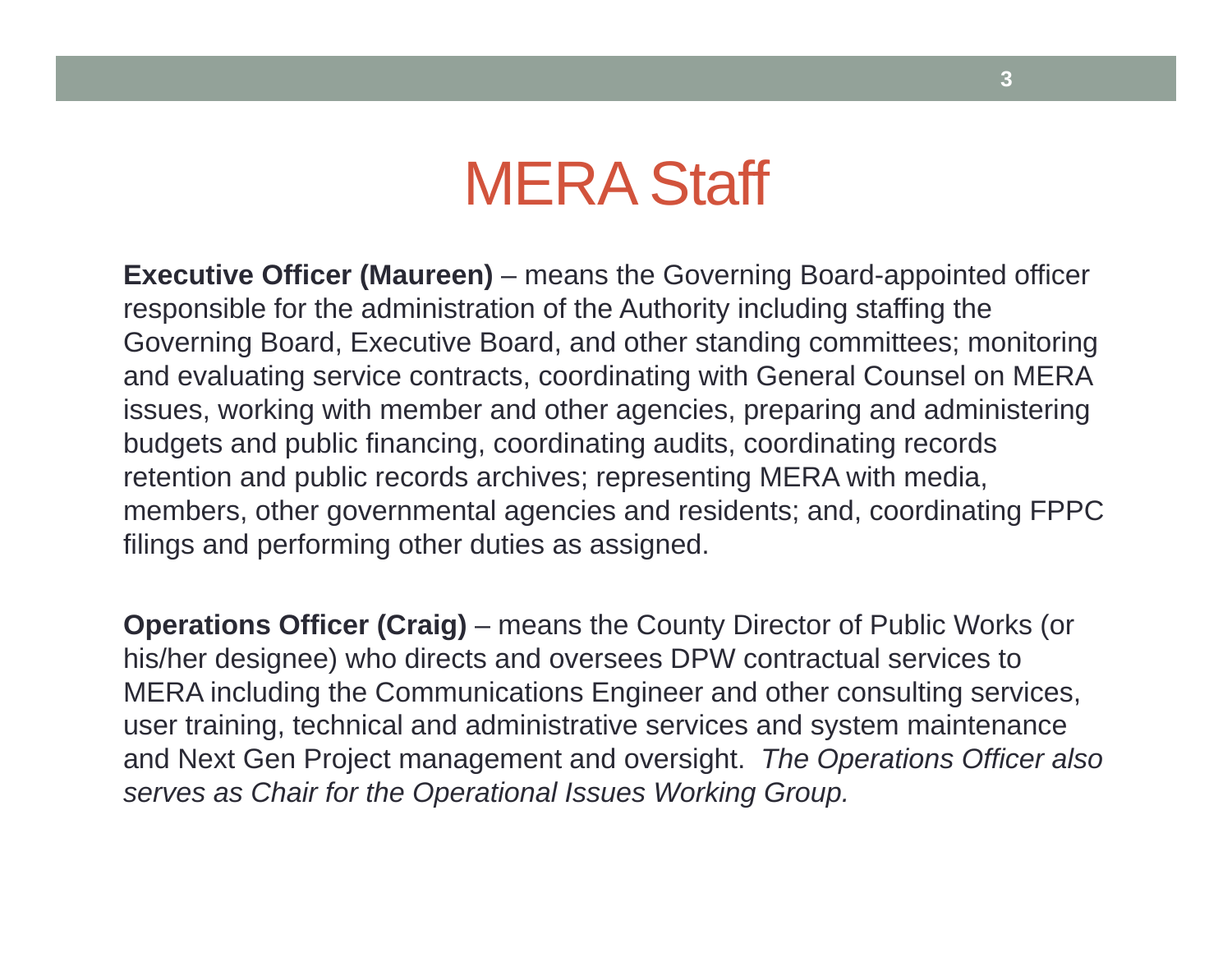# MERA Staff

**Executive Officer (Maureen)** – means the Governing Board-appointed officer responsible for the administration of the Authority including staffing the Governing Board, Executive Board, and other standing committees; monitoring and evaluating service contracts, coordinating with General Counsel on MERA issues, working with member and other agencies, preparing and administering budgets and public financing, coordinating audits, coordinating records retention and public records archives; representing MERA with media, members, other governmental agencies and residents; and, coordinating FPPC filings and performing other duties as assigned.

**Operations Officer (Craig)** – means the County Director of Public Works (or his/her designee) who directs and oversees DPW contractual services to MERA including the Communications Engineer and other consulting services, user training, technical and administrative services and system maintenance and Next Gen Project management and oversight. *The Operations Officer also serves as Chair for the Operational Issues Working Group.*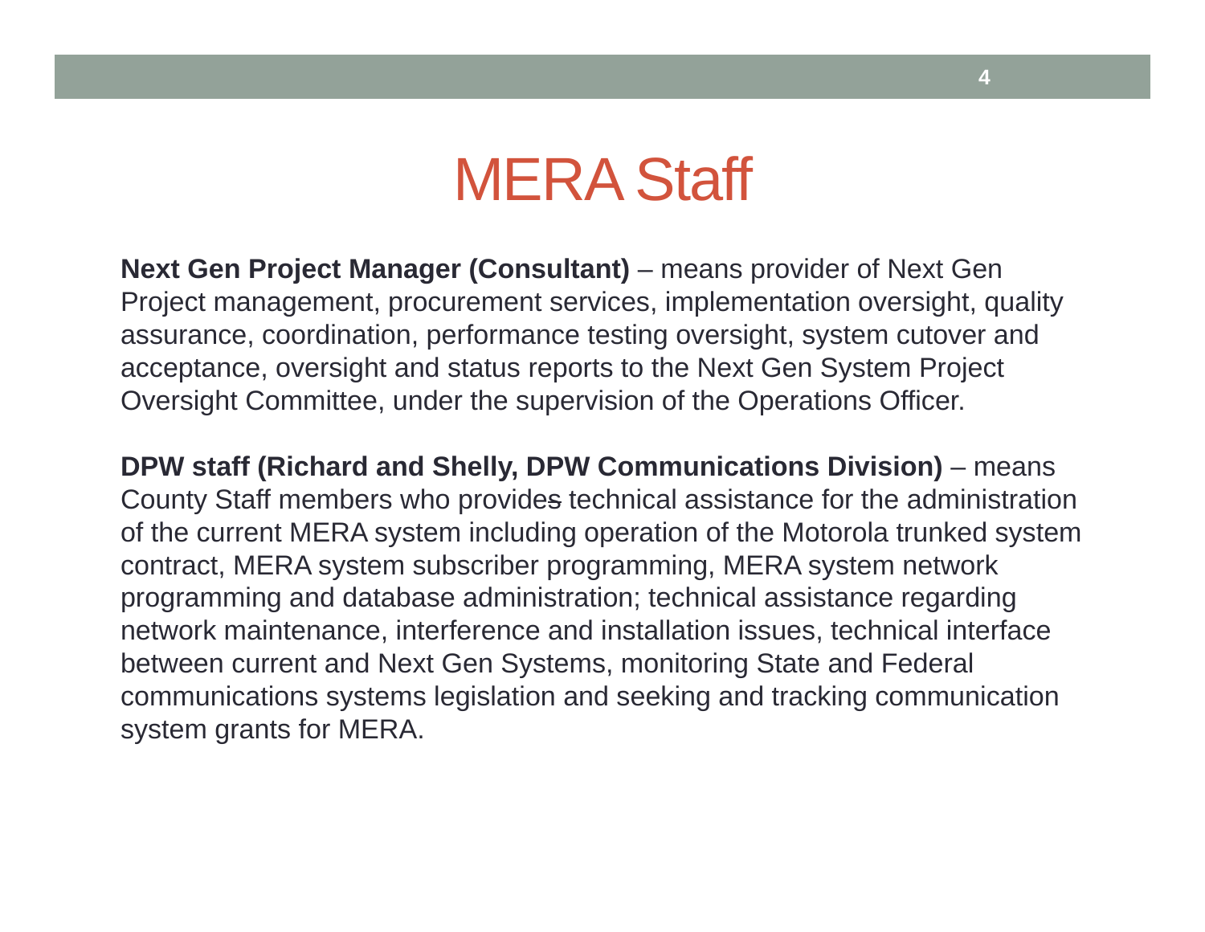# MERA Staff

**Next Gen Project Manager (Consultant)** – means provider of Next Gen Project management, procurement services, implementation oversight, quality assurance, coordination, performance testing oversight, system cutover and acceptance, oversight and status reports to the Next Gen System Project Oversight Committee, under the supervision of the Operations Officer.

**DPW staff (Richard and Shelly, DPW Communications Division)** – means County Staff members who provide~~s~~ technical assistance for the administration of the current MERA system including operation of the Motorola trunked system contract, MERA system subscriber programming, MERA system network programming and database administration; technical assistance regarding network maintenance, interference and installation issues, technical interface between current and Next Gen Systems, monitoring State and Federal communications systems legislation and seeking and tracking communication system grants for MERA.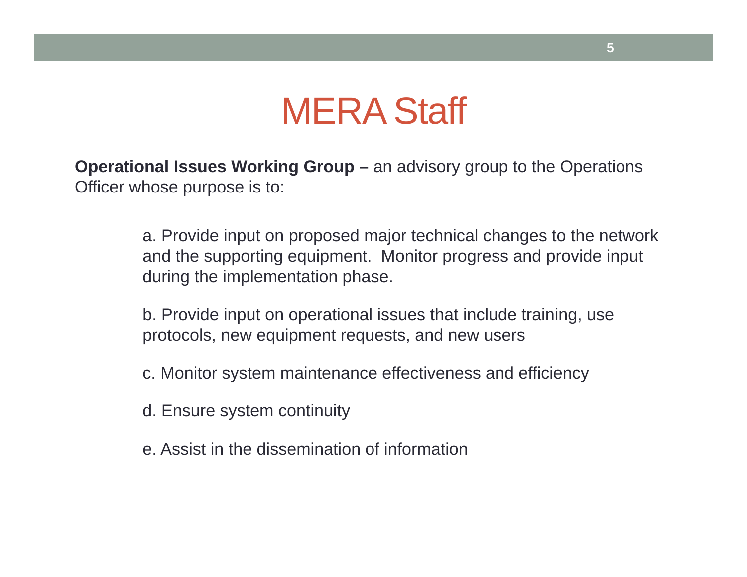# MERA Staff

**Operational Issues Working Group –** an advisory group to the Operations Officer whose purpose is to:

a. Provide input on proposed major technical changes to the network and the supporting equipment. Monitor progress and provide input during the implementation phase.

b. Provide input on operational issues that include training, use protocols, new equipment requests, and new users

c. Monitor system maintenance effectiveness and efficiency

d. Ensure system continuity

e. Assist in the dissemination of information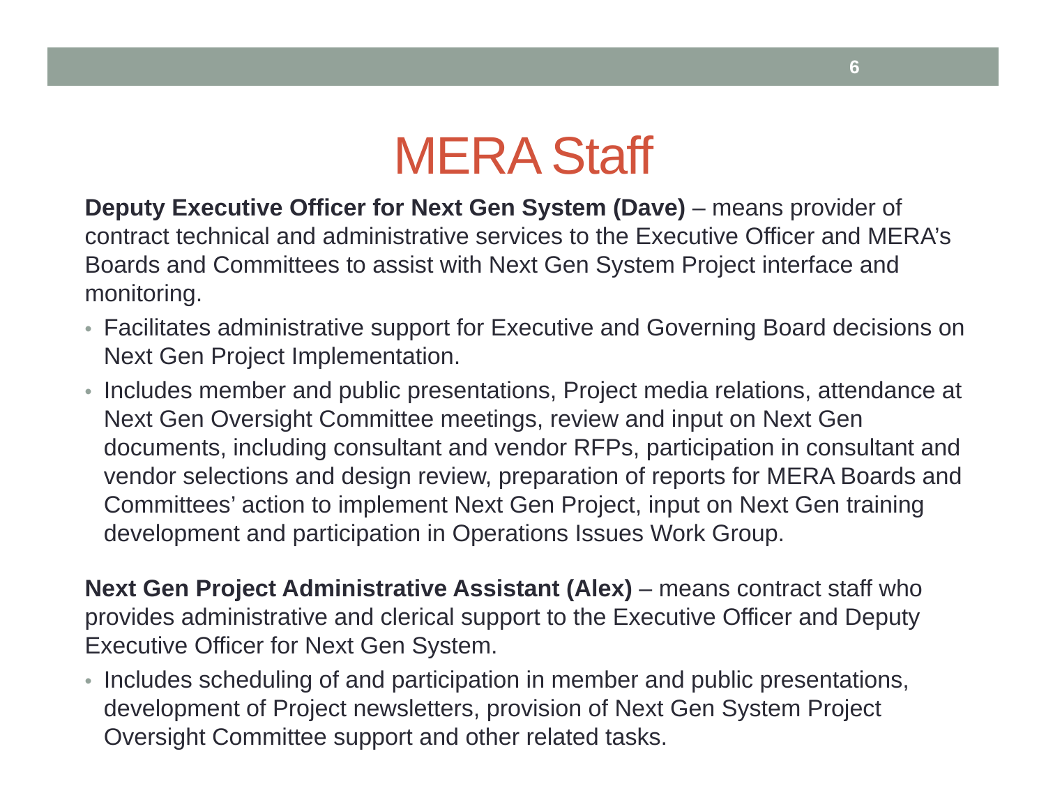# MERA Staff

**Deputy Executive Officer for Next Gen System (Dave)** – means provider of contract technical and administrative services to the Executive Officer and MERA's Boards and Committees to assist with Next Gen System Project interface and monitoring.

- Facilitates administrative support for Executive and Governing Board decisions on Next Gen Project Implementation.
- Includes member and public presentations, Project media relations, attendance at Next Gen Oversight Committee meetings, review and input on Next Gen documents, including consultant and vendor RFPs, participation in consultant and vendor selections and design review, preparation of reports for MERA Boards and Committees' action to implement Next Gen Project, input on Next Gen training development and participation in Operations Issues Work Group.

**Next Gen Project Administrative Assistant (Alex)** – means contract staff who provides administrative and clerical support to the Executive Officer and Deputy Executive Officer for Next Gen System.

- Includes scheduling of and participation in member and public presentations, development of Project newsletters, provision of Next Gen System Project Oversight Committee support and other related tasks.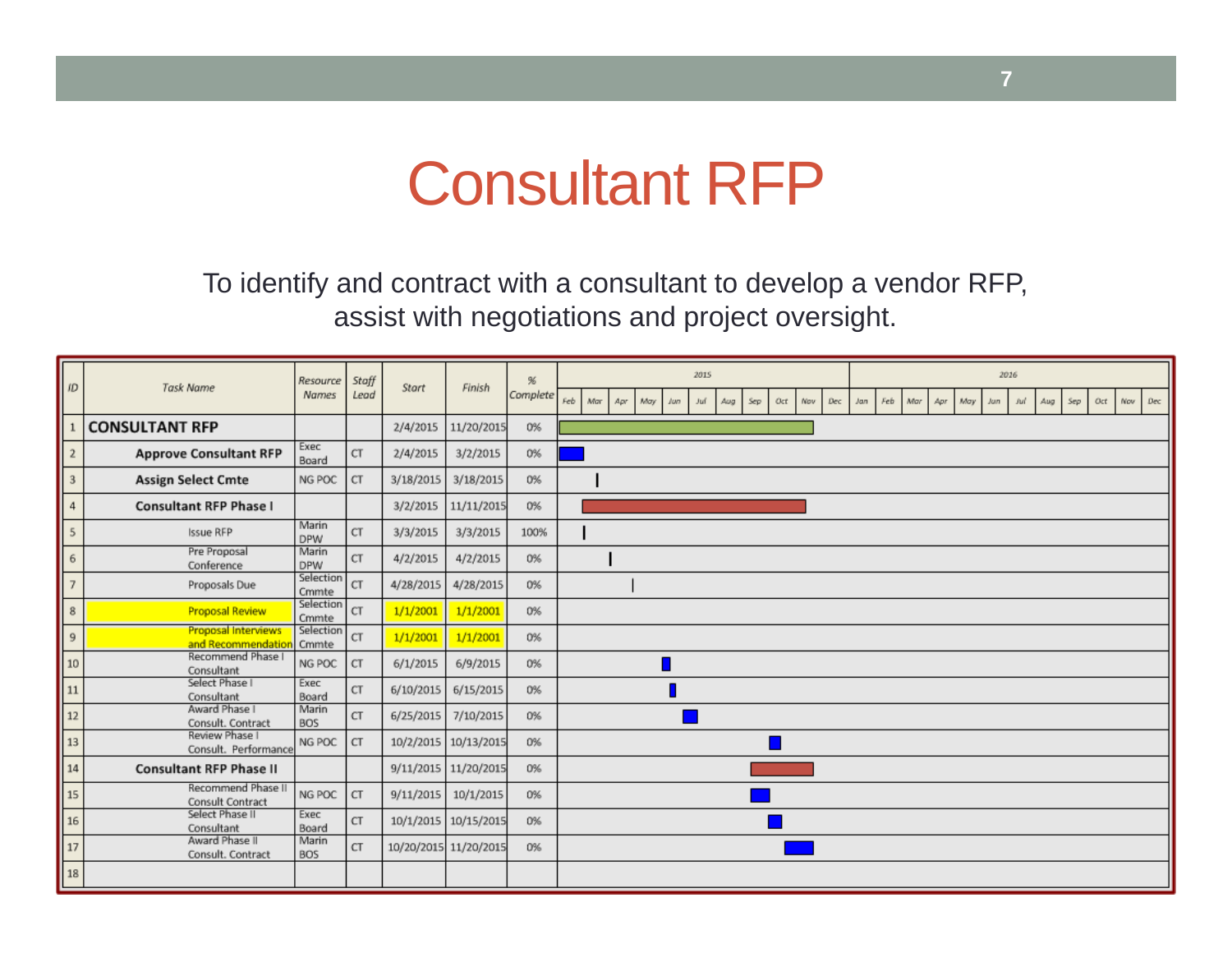// Consultant RFP

To identify and contract with a consultant to develop a vendor RFP, assist with negotiations and project oversight.

| ID | Task Name | Resource Names | Staff Lead | Start | Finish | % Complete |
|---|---|---|---|---|---|---|
| 1 | **CONSULTANT RFP** | | | 2/4/2015 | 11/20/2015 | 0% |
| 2 | **Approve Consultant RFP** | Exec Board | CT | 2/4/2015 | 3/2/2015 | 0% |
| 3 | **Assign Select Cmte** | NG POC | CT | 3/18/2015 | 3/18/2015 | 0% |
| 4 | **Consultant RFP Phase I** | | | 3/2/2015 | 11/11/2015 | 0% |
| 5 | Issue RFP | Marin DPW | CT | 3/3/2015 | 3/3/2015 | 100% |
| 6 | Pre Proposal Conference | Marin DPW | CT | 4/2/2015 | 4/2/2015 | 0% |
| 7 | Proposals Due | Selection Cmmte | CT | 4/28/2015 | 4/28/2015 | 0% |
| 8 | Proposal Review | Selection Cmmte | CT | 1/1/2001 | 1/1/2001 | 0% |
| 9 | Proposal Interviews and Recommendation | Selection Cmmte | CT | 1/1/2001 | 1/1/2001 | 0% |
| 10 | Recommend Phase I Consultant | NG POC | CT | 6/1/2015 | 6/9/2015 | 0% |
| 11 | Select Phase I Consultant | Exec Board | CT | 6/10/2015 | 6/15/2015 | 0% |
| 12 | Award Phase I Consult. Contract | Marin BOS | CT | 6/25/2015 | 7/10/2015 | 0% |
| 13 | Review Phase I Consult. Performance | NG POC | CT | 10/2/2015 | 10/13/2015 | 0% |
| 14 | **Consultant RFP Phase II** | | | 9/11/2015 | 11/20/2015 | 0% |
| 15 | Recommend Phase II Consult Contract | NG POC | CT | 9/11/2015 | 10/1/2015 | 0% |
| 16 | Select Phase II Consultant | Exec Board | CT | 10/1/2015 | 10/15/2015 | 0% |
| 17 | Award Phase II Consult. Contract | Marin BOS | CT | 10/20/2015 | 11/20/2015 | 0% |
| 18 | | | | | | |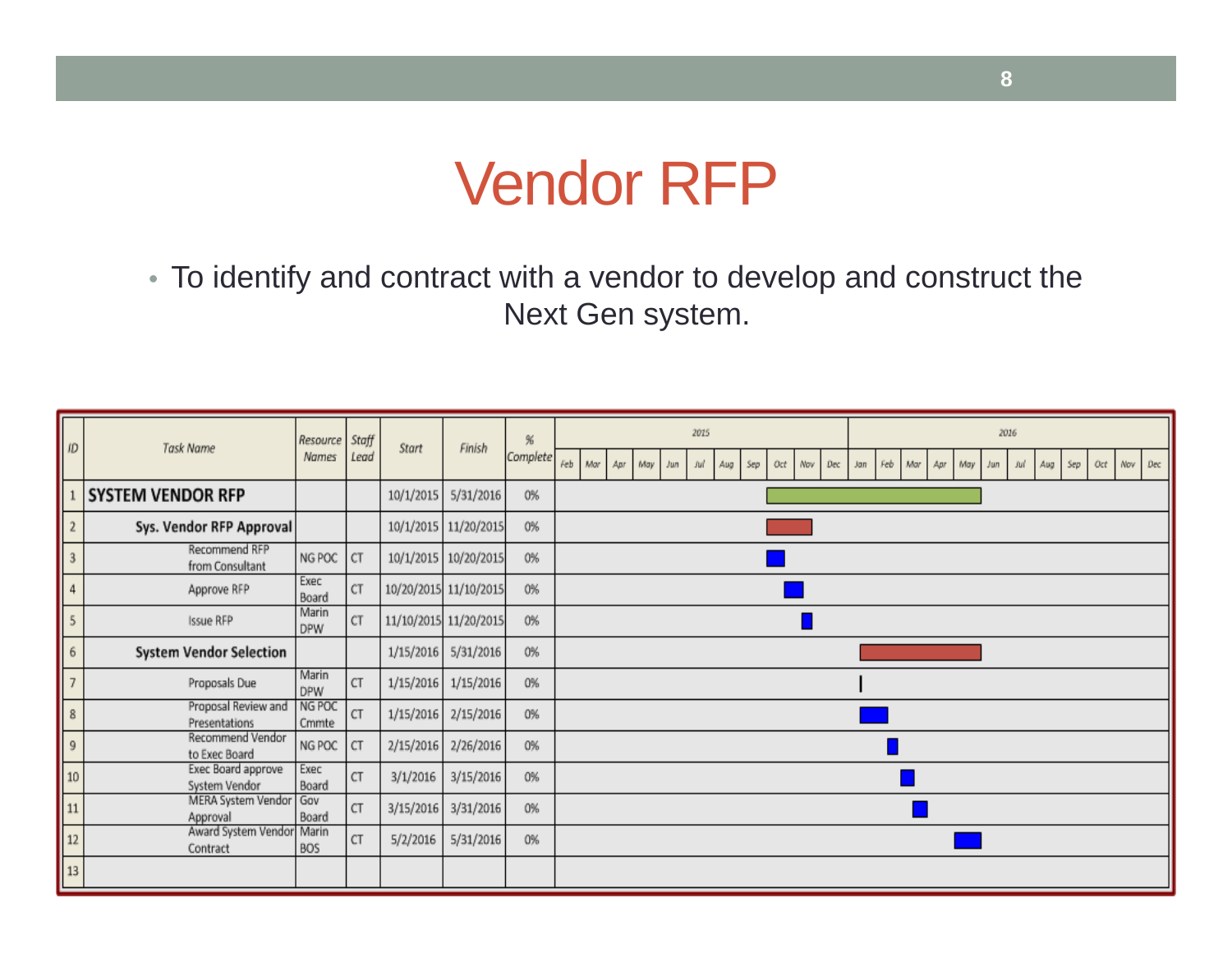# Vendor RFP

- To identify and contract with a vendor to develop and construct the Next Gen system.

| ID | Task Name | Resource Names | Staff Lead | Start | Finish | % Complete |
|---|---|---|---|---|---|---|
| 1 | **SYSTEM VENDOR RFP** | | | 10/1/2015 | 5/31/2016 | 0% |
| 2 | **Sys. Vendor RFP Approval** | | | 10/1/2015 | 11/20/2015 | 0% |
| 3 | Recommend RFP from Consultant | NG POC | CT | 10/1/2015 | 10/20/2015 | 0% |
| 4 | Approve RFP | Exec Board | CT | 10/20/2015 | 11/10/2015 | 0% |
| 5 | Issue RFP | Marin DPW | CT | 11/10/2015 | 11/20/2015 | 0% |
| 6 | **System Vendor Selection** | | | 1/15/2016 | 5/31/2016 | 0% |
| 7 | Proposals Due | Marin DPW | CT | 1/15/2016 | 1/15/2016 | 0% |
| 8 | Proposal Review and Presentations | NG POC Cmmte | CT | 1/15/2016 | 2/15/2016 | 0% |
| 9 | Recommend Vendor to Exec Board | NG POC | CT | 2/15/2016 | 2/26/2016 | 0% |
| 10 | Exec Board approve System Vendor | Exec Board | CT | 3/1/2016 | 3/15/2016 | 0% |
| 11 | MERA System Vendor Approval | Gov Board | CT | 3/15/2016 | 3/31/2016 | 0% |
| 12 | Award System Vendor Contract | Marin BOS | CT | 5/2/2016 | 5/31/2016 | 0% |
| 13 | | | | | | |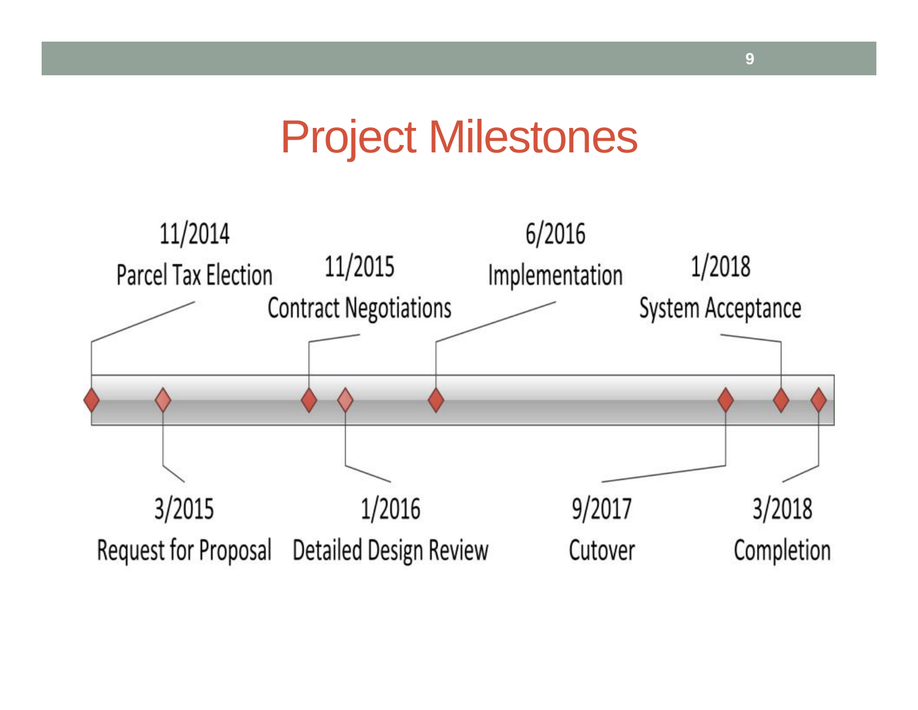# Project Milestones

- 11/2014 Parcel Tax Election
- 3/2015 Request for Proposal
- 11/2015 Contract Negotiations
- 1/2016 Detailed Design Review
- 6/2016 Implementation
- 9/2017 Cutover
- 1/2018 System Acceptance
- 3/2018 Completion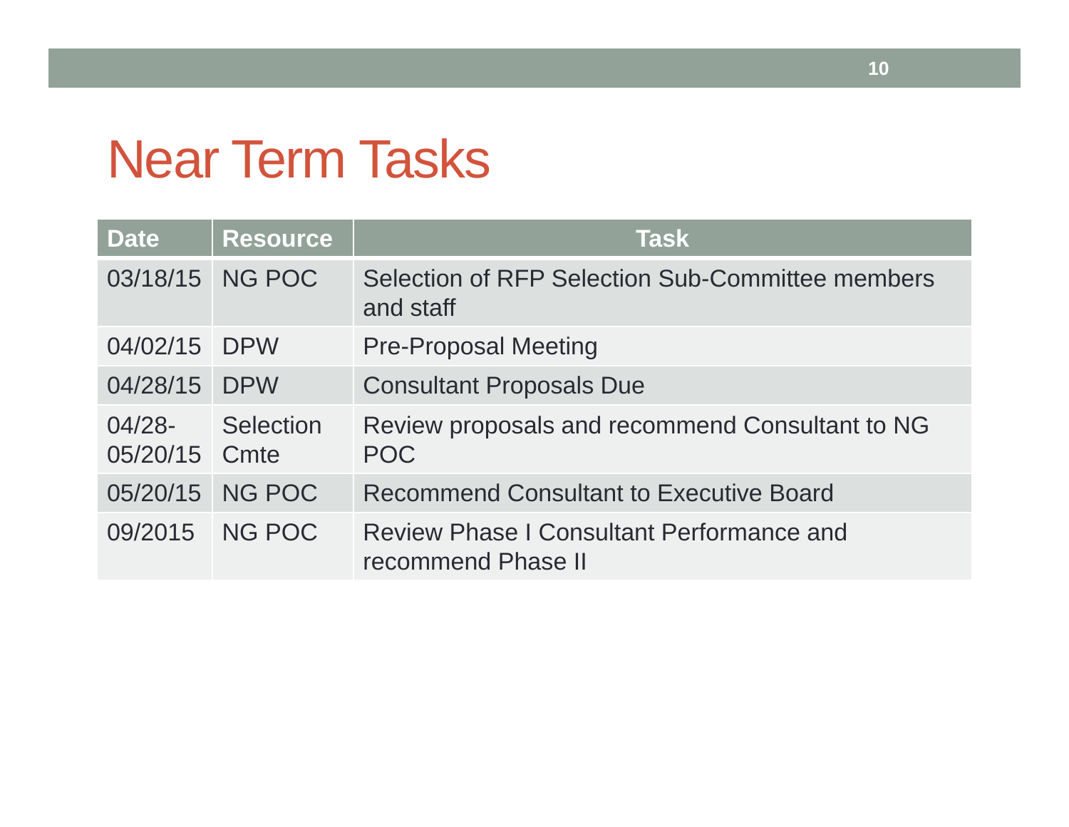# Near Term Tasks

| Date | Resource | Task |
|---|---|---|
| 03/18/15 | NG POC | Selection of RFP Selection Sub-Committee members and staff |
| 04/02/15 | DPW | Pre-Proposal Meeting |
| 04/28/15 | DPW | Consultant Proposals Due |
| 04/28-05/20/15 | Selection Cmte | Review proposals and recommend Consultant to NG POC |
| 05/20/15 | NG POC | Recommend Consultant to Executive Board |
| 09/2015 | NG POC | Review Phase I Consultant Performance and recommend Phase II |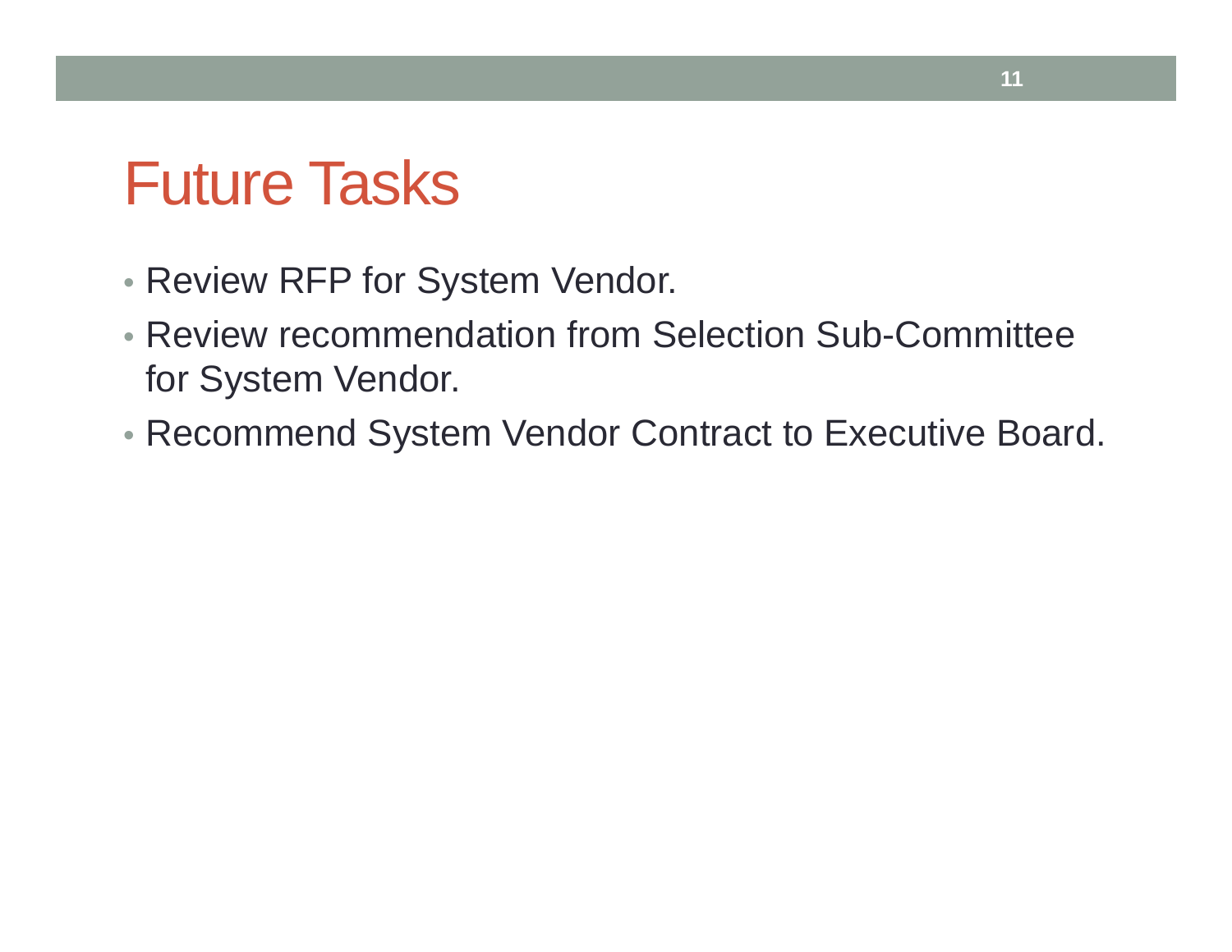# Future Tasks

- Review RFP for System Vendor.
- Review recommendation from Selection Sub-Committee for System Vendor.
- Recommend System Vendor Contract to Executive Board.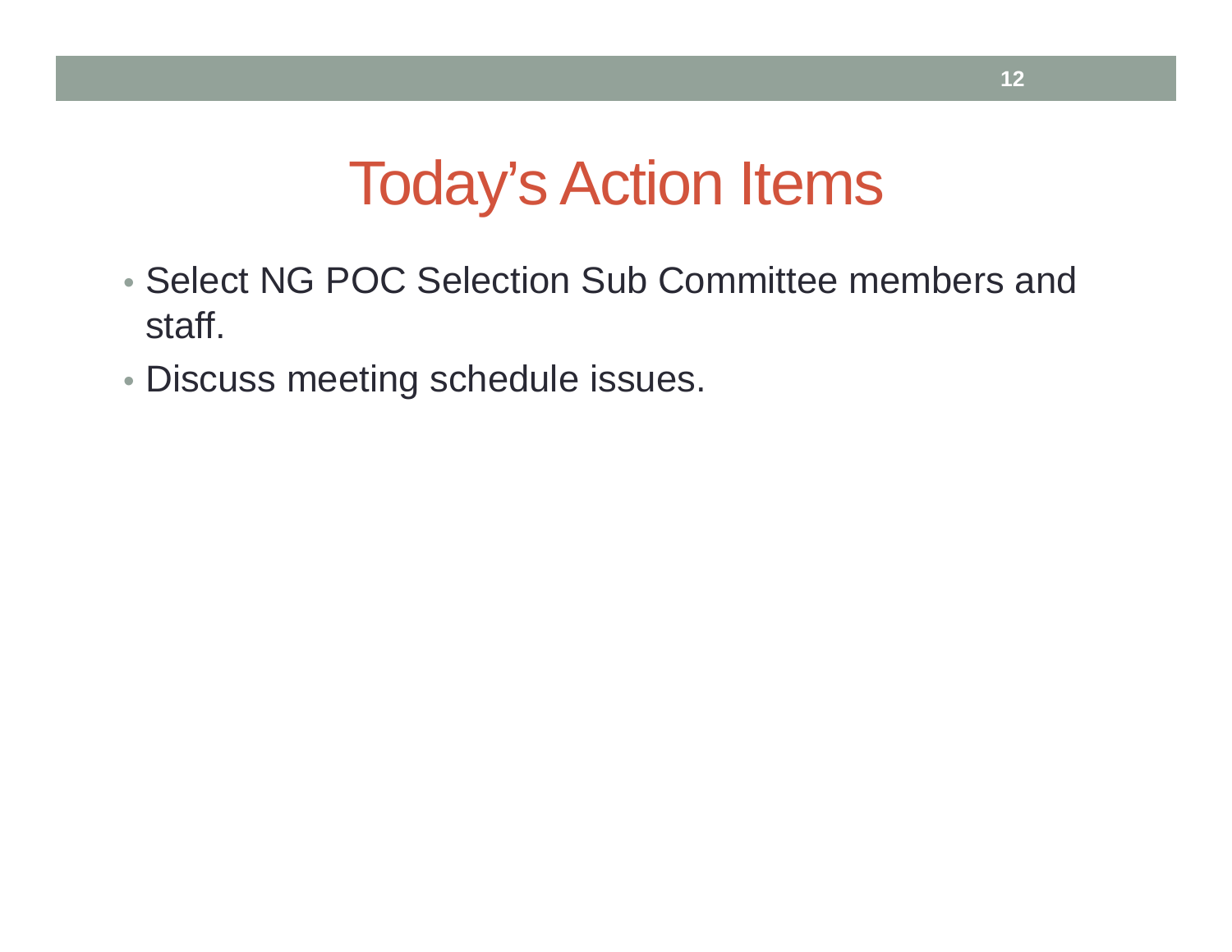# Today's Action Items

- Select NG POC Selection Sub Committee members and staff.
- Discuss meeting schedule issues.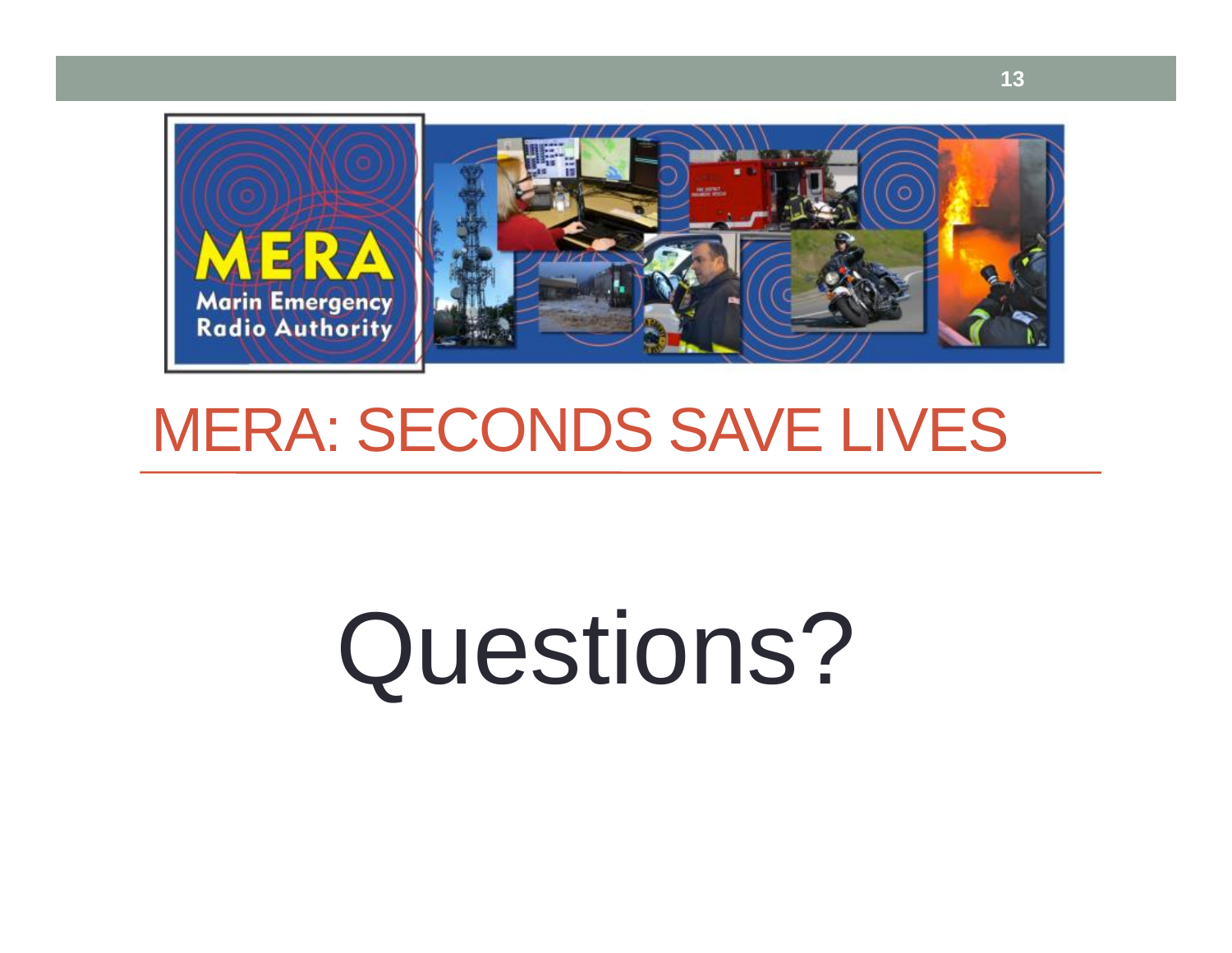# MERA: SECONDS SAVE LIVES

Questions?